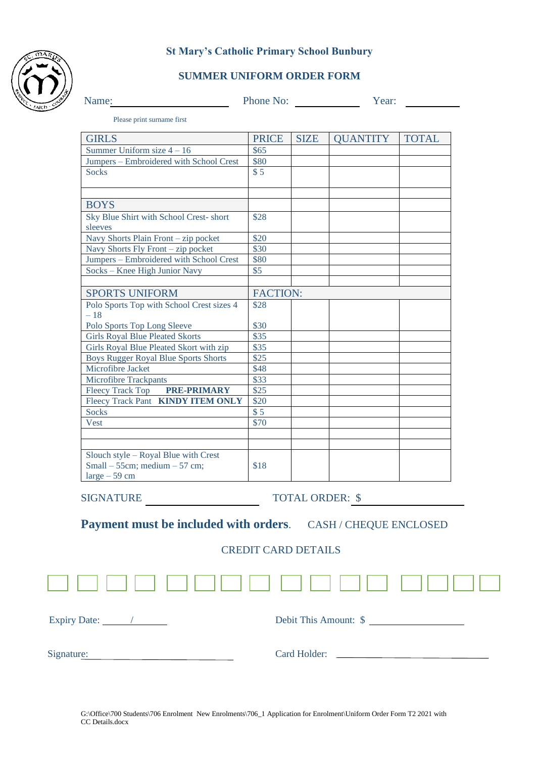# St Mary's Catholic Primary School Bunbury

## SUMMER UNIFORM ORDER FORM

Name: ____________________ Phone No: ____________ Year: __________

Please print surname first

| GIRLS | PRICE | SIZE | QUANTITY | TOTAL |
|---|---|---|---|---|
| Summer Uniform size 4 – 16 | $65 | | | |
| Jumpers – Embroidered with School Crest | $80 | | | |
| Socks | $ 5 | | | |
| | | | | |
| **BOYS** | | | | |
| Sky Blue Shirt with School Crest- short sleeves | $28 | | | |
| Navy Shorts Plain Front – zip pocket | $20 | | | |
| Navy Shorts Fly Front – zip pocket | $30 | | | |
| Jumpers – Embroidered with School Crest | $80 | | | |
| Socks – Knee High Junior Navy | $5 | | | |
| | | | | |
| **SPORTS UNIFORM** | **FACTION:** | | | |
| Polo Sports Top with School Crest sizes 4 – 18 | $28 | | | |
| Polo Sports Top Long Sleeve | $30 | | | |
| Girls Royal Blue Pleated Skorts | $35 | | | |
| Girls Royal Blue Pleated Skort with zip | $35 | | | |
| Boys Rugger Royal Blue Sports Shorts | $25 | | | |
| Microfibre Jacket | $48 | | | |
| Microfibre Trackpants | $33 | | | |
| Fleecy Track Top **PRE-PRIMARY** | $25 | | | |
| Fleecy Track Pant **KINDY ITEM ONLY** | $20 | | | |
| Socks | $ 5 | | | |
| Vest | $70 | | | |
| | | | | |
| | | | | |
| Slouch style – Royal Blue with Crest Small – 55cm; medium – 57 cm; large – 59 cm | $18 | | | |

SIGNATURE ____________________ TOTAL ORDER: $ ____________________

**Payment must be included with orders**. CASH / CHEQUE ENCLOSED

CREDIT CARD DETAILS

☐☐☐☐ ☐☐☐☐ ☐☐☐☐ ☐☐☐☐

Expiry Date: ____ / ______ Debit This Amount: $ ____________________

Signature: ________________________ Card Holder: ________________________

G:\Office\700 Students\706 Enrolment New Enrolments\706_1 Application for Enrolment\Uniform Order Form T2 2021 with CC Details.docx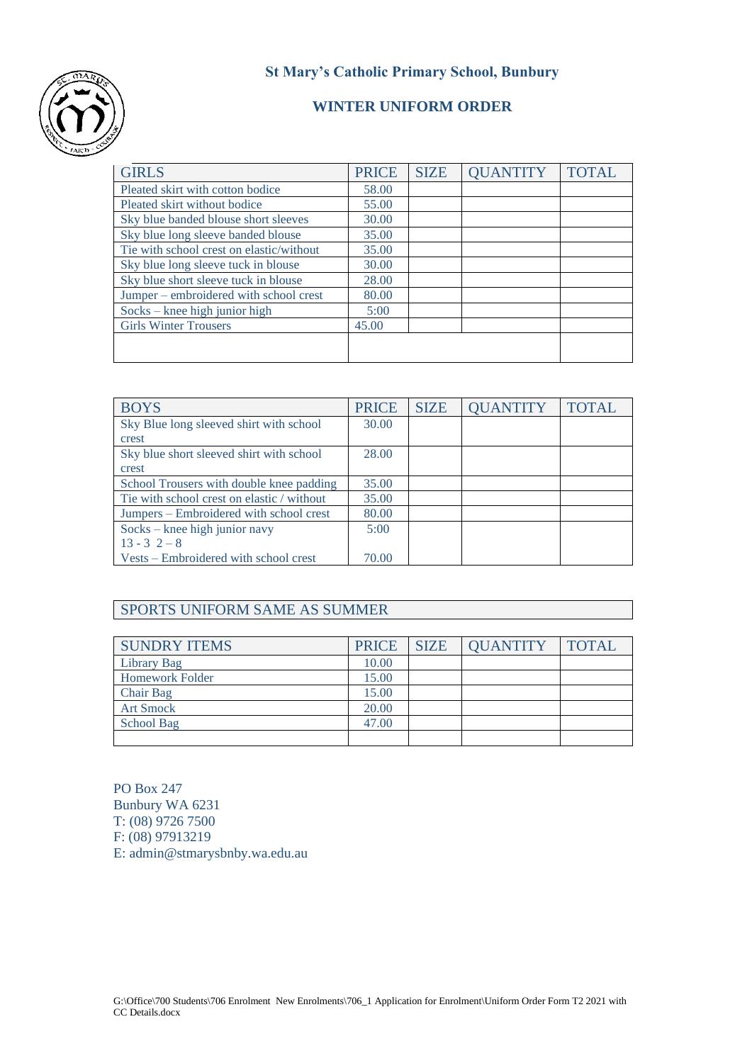## St Mary's Catholic Primary School, Bunbury

## WINTER UNIFORM ORDER

| GIRLS | PRICE | SIZE | QUANTITY | TOTAL |
|---|---|---|---|---|
| Pleated skirt with cotton bodice | 58.00 | | | |
| Pleated skirt without bodice | 55.00 | | | |
| Sky blue banded blouse short sleeves | 30.00 | | | |
| Sky blue long sleeve banded blouse | 35.00 | | | |
| Tie with school crest on elastic/without | 35.00 | | | |
| Sky blue long sleeve tuck in blouse | 30.00 | | | |
| Sky blue short sleeve tuck in blouse | 28.00 | | | |
| Jumper – embroidered with school crest | 80.00 | | | |
| Socks – knee high junior high | 5:00 | | | |
| Girls Winter Trousers | 45.00 | | | |
| | | | | |

| BOYS | PRICE | SIZE | QUANTITY | TOTAL |
|---|---|---|---|---|
| Sky Blue long sleeved shirt with school crest | 30.00 | | | |
| Sky blue short sleeved shirt with school crest | 28.00 | | | |
| School Trousers with double knee padding | 35.00 | | | |
| Tie with school crest on elastic / without | 35.00 | | | |
| Jumpers – Embroidered with school crest | 80.00 | | | |
| Socks – knee high junior navy 13 - 3 2 – 8 | 5:00 | | | |
| Vests – Embroidered with school crest | 70.00 | | | |

SPORTS UNIFORM SAME AS SUMMER

| SUNDRY ITEMS | PRICE | SIZE | QUANTITY | TOTAL |
|---|---|---|---|---|
| Library Bag | 10.00 | | | |
| Homework Folder | 15.00 | | | |
| Chair Bag | 15.00 | | | |
| Art Smock | 20.00 | | | |
| School Bag | 47.00 | | | |
| | | | | |

PO Box 247
Bunbury WA 6231
T: (08) 9726 7500
F: (08) 97913219
E: admin@stmarysbnby.wa.edu.au

G:\Office\700 Students\706 Enrolment New Enrolments\706_1 Application for Enrolment\Uniform Order Form T2 2021 with CC Details.docx